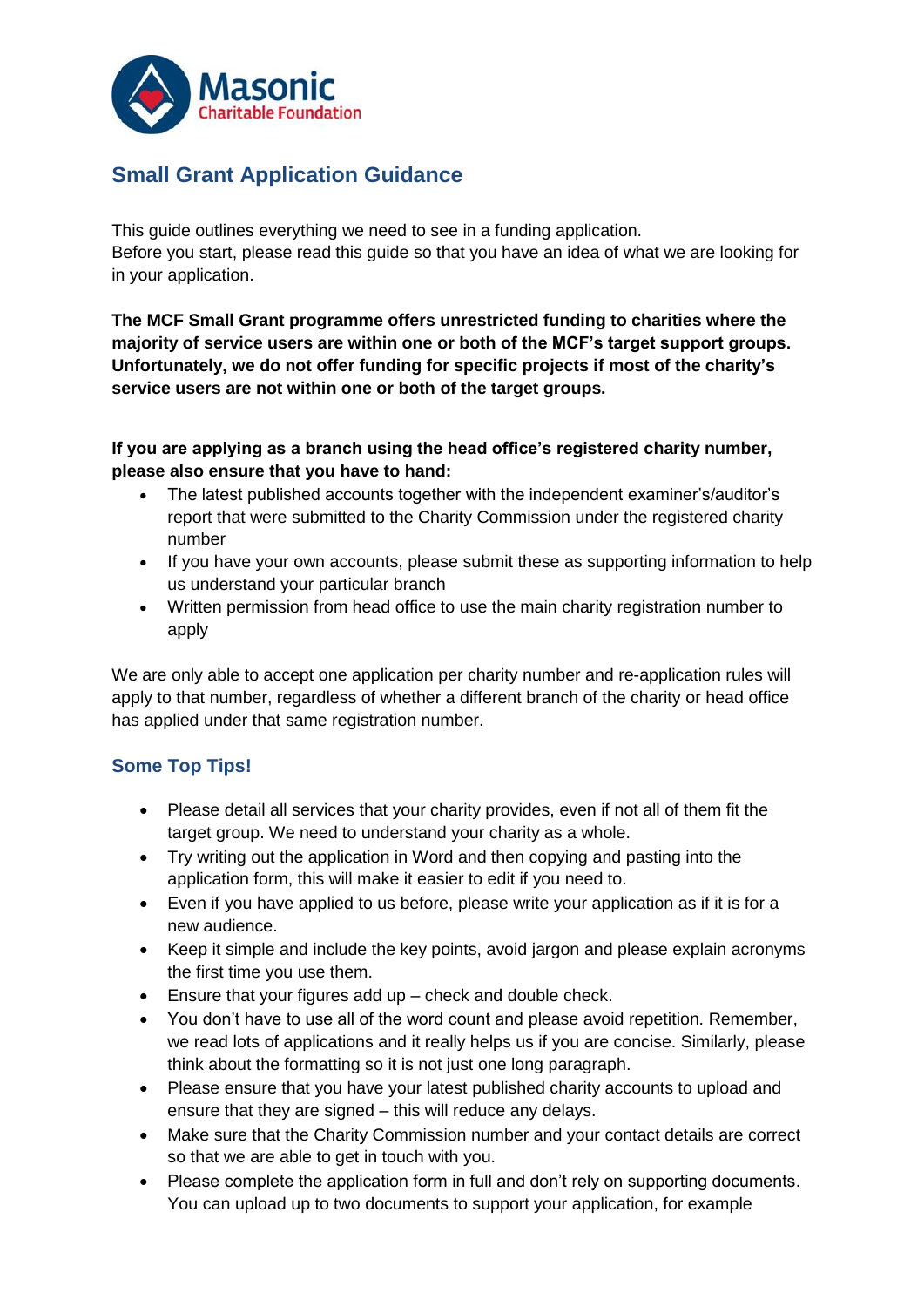Masonic Charitable Foundation

## Small Grant Application Guidance

This guide outlines everything we need to see in a funding application.
Before you start, please read this guide so that you have an idea of what we are looking for in your application.

**The MCF Small Grant programme offers unrestricted funding to charities where the majority of service users are within one or both of the MCF's target support groups. Unfortunately, we do not offer funding for specific projects if most of the charity's service users are not within one or both of the target groups.**

**If you are applying as a branch using the head office's registered charity number, please also ensure that you have to hand:**

- The latest published accounts together with the independent examiner's/auditor's report that were submitted to the Charity Commission under the registered charity number
- If you have your own accounts, please submit these as supporting information to help us understand your particular branch
- Written permission from head office to use the main charity registration number to apply

We are only able to accept one application per charity number and re-application rules will apply to that number, regardless of whether a different branch of the charity or head office has applied under that same registration number.

### Some Top Tips!

- Please detail all services that your charity provides, even if not all of them fit the target group. We need to understand your charity as a whole.
- Try writing out the application in Word and then copying and pasting into the application form, this will make it easier to edit if you need to.
- Even if you have applied to us before, please write your application as if it is for a new audience.
- Keep it simple and include the key points, avoid jargon and please explain acronyms the first time you use them.
- Ensure that your figures add up – check and double check.
- You don't have to use all of the word count and please avoid repetition. Remember, we read lots of applications and it really helps us if you are concise. Similarly, please think about the formatting so it is not just one long paragraph.
- Please ensure that you have your latest published charity accounts to upload and ensure that they are signed – this will reduce any delays.
- Make sure that the Charity Commission number and your contact details are correct so that we are able to get in touch with you.
- Please complete the application form in full and don't rely on supporting documents. You can upload up to two documents to support your application, for example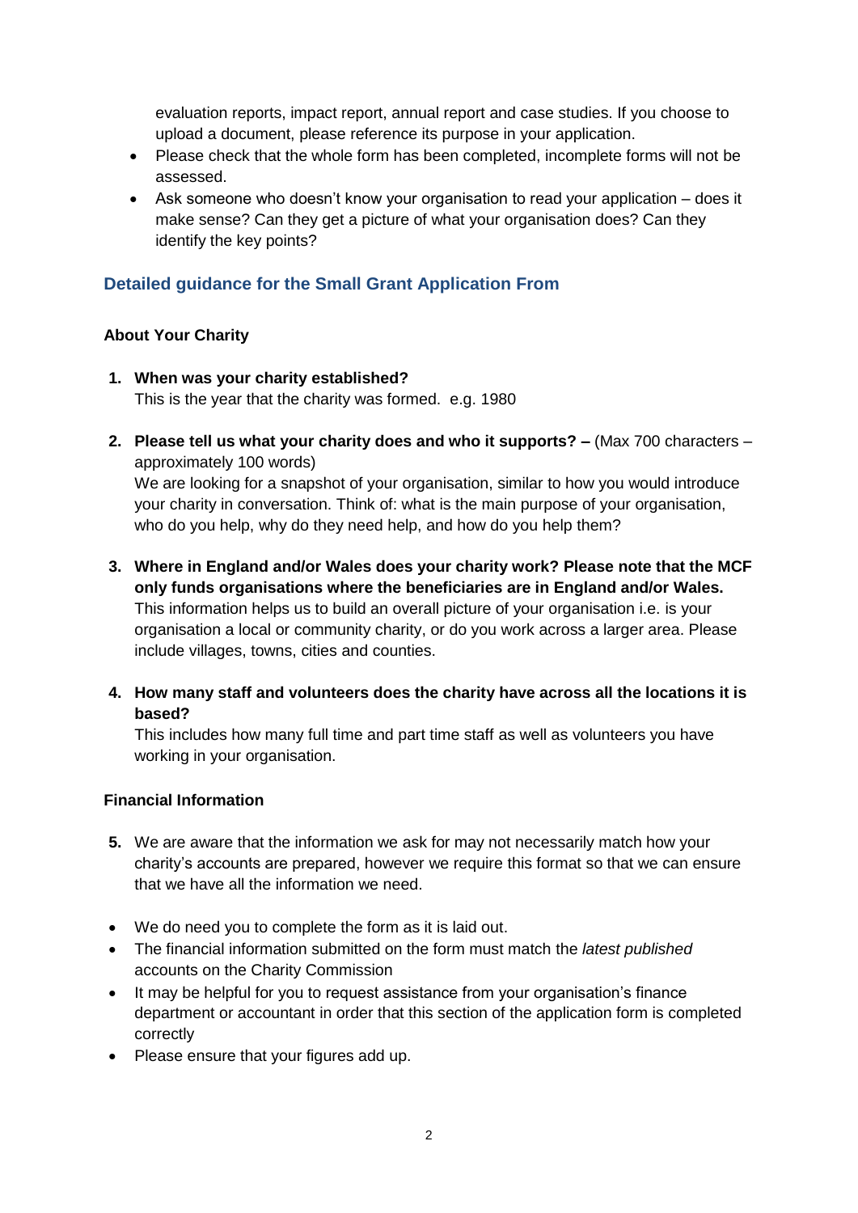evaluation reports, impact report, annual report and case studies. If you choose to upload a document, please reference its purpose in your application.

- Please check that the whole form has been completed, incomplete forms will not be assessed.
- Ask someone who doesn't know your organisation to read your application – does it make sense? Can they get a picture of what your organisation does? Can they identify the key points?

## Detailed guidance for the Small Grant Application From

### About Your Charity

1. **When was your charity established?**
   This is the year that the charity was formed. e.g. 1980

2. **Please tell us what your charity does and who it supports? –** (Max 700 characters – approximately 100 words)
   We are looking for a snapshot of your organisation, similar to how you would introduce your charity in conversation. Think of: what is the main purpose of your organisation, who do you help, why do they need help, and how do you help them?

3. **Where in England and/or Wales does your charity work? Please note that the MCF only funds organisations where the beneficiaries are in England and/or Wales.**
   This information helps us to build an overall picture of your organisation i.e. is your organisation a local or community charity, or do you work across a larger area. Please include villages, towns, cities and counties.

4. **How many staff and volunteers does the charity have across all the locations it is based?**
   This includes how many full time and part time staff as well as volunteers you have working in your organisation.

### Financial Information

5. We are aware that the information we ask for may not necessarily match how your charity's accounts are prepared, however we require this format so that we can ensure that we have all the information we need.

- We do need you to complete the form as it is laid out.
- The financial information submitted on the form must match the *latest published* accounts on the Charity Commission
- It may be helpful for you to request assistance from your organisation's finance department or accountant in order that this section of the application form is completed correctly
- Please ensure that your figures add up.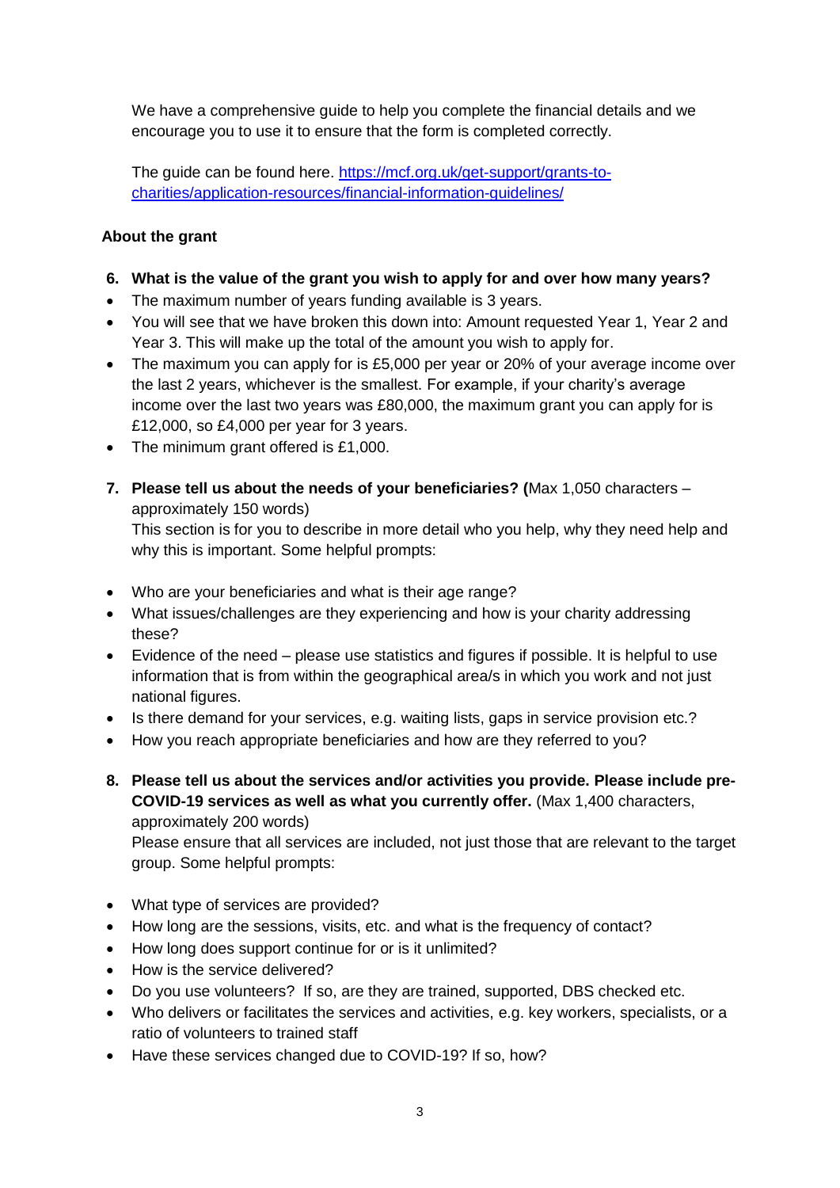We have a comprehensive guide to help you complete the financial details and we encourage you to use it to ensure that the form is completed correctly.

The guide can be found here. [https://mcf.org.uk/get-support/grants-to-charities/application-resources/financial-information-guidelines/](https://mcf.org.uk/get-support/grants-to-charities/application-resources/financial-information-guidelines/)

**About the grant**

6. **What is the value of the grant you wish to apply for and over how many years?**

- The maximum number of years funding available is 3 years.
- You will see that we have broken this down into: Amount requested Year 1, Year 2 and Year 3. This will make up the total of the amount you wish to apply for.
- The maximum you can apply for is £5,000 per year or 20% of your average income over the last 2 years, whichever is the smallest. For example, if your charity's average income over the last two years was £80,000, the maximum grant you can apply for is £12,000, so £4,000 per year for 3 years.
- The minimum grant offered is £1,000.

7. **Please tell us about the needs of your beneficiaries? (**Max 1,050 characters – approximately 150 words)
   This section is for you to describe in more detail who you help, why they need help and why this is important. Some helpful prompts:

- Who are your beneficiaries and what is their age range?
- What issues/challenges are they experiencing and how is your charity addressing these?
- Evidence of the need – please use statistics and figures if possible. It is helpful to use information that is from within the geographical area/s in which you work and not just national figures.
- Is there demand for your services, e.g. waiting lists, gaps in service provision etc.?
- How you reach appropriate beneficiaries and how are they referred to you?

8. **Please tell us about the services and/or activities you provide. Please include pre-COVID-19 services as well as what you currently offer.** (Max 1,400 characters, approximately 200 words)
   Please ensure that all services are included, not just those that are relevant to the target group. Some helpful prompts:

- What type of services are provided?
- How long are the sessions, visits, etc. and what is the frequency of contact?
- How long does support continue for or is it unlimited?
- How is the service delivered?
- Do you use volunteers? If so, are they are trained, supported, DBS checked etc.
- Who delivers or facilitates the services and activities, e.g. key workers, specialists, or a ratio of volunteers to trained staff
- Have these services changed due to COVID-19? If so, how?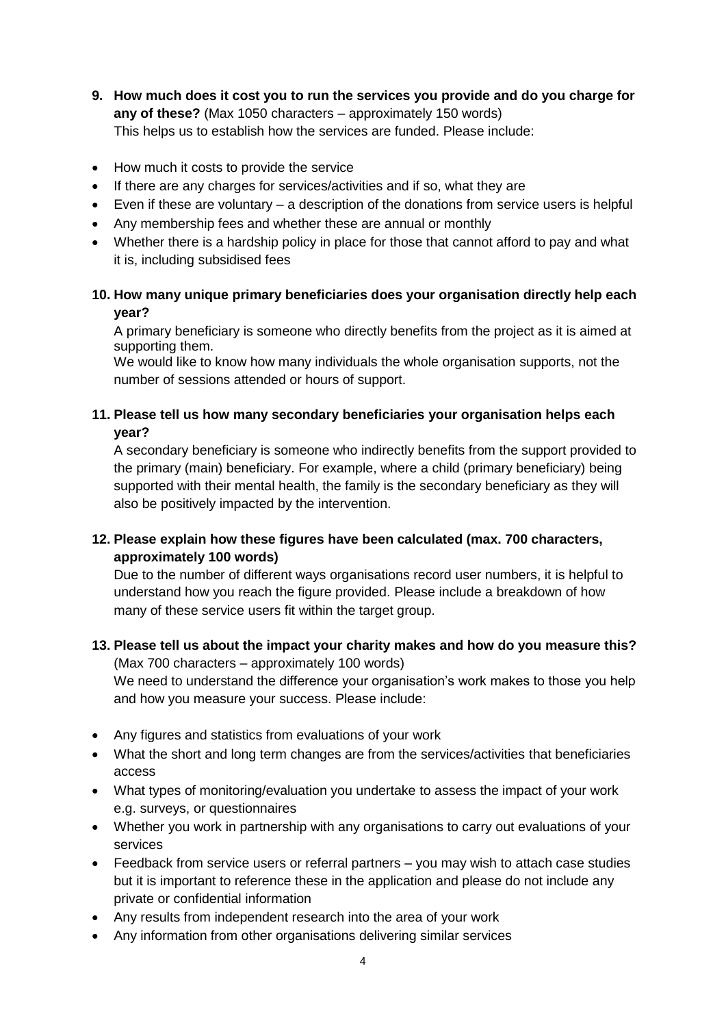9. **How much does it cost you to run the services you provide and do you charge for any of these?** (Max 1050 characters – approximately 150 words)
   This helps us to establish how the services are funded. Please include:

- How much it costs to provide the service
- If there are any charges for services/activities and if so, what they are
- Even if these are voluntary – a description of the donations from service users is helpful
- Any membership fees and whether these are annual or monthly
- Whether there is a hardship policy in place for those that cannot afford to pay and what it is, including subsidised fees

10. **How many unique primary beneficiaries does your organisation directly help each year?**

    A primary beneficiary is someone who directly benefits from the project as it is aimed at supporting them.

    We would like to know how many individuals the whole organisation supports, not the number of sessions attended or hours of support.

11. **Please tell us how many secondary beneficiaries your organisation helps each year?**

    A secondary beneficiary is someone who indirectly benefits from the support provided to the primary (main) beneficiary. For example, where a child (primary beneficiary) being supported with their mental health, the family is the secondary beneficiary as they will also be positively impacted by the intervention.

12. **Please explain how these figures have been calculated (max. 700 characters, approximately 100 words)**

    Due to the number of different ways organisations record user numbers, it is helpful to understand how you reach the figure provided. Please include a breakdown of how many of these service users fit within the target group.

13. **Please tell us about the impact your charity makes and how do you measure this?** (Max 700 characters – approximately 100 words)

    We need to understand the difference your organisation's work makes to those you help and how you measure your success. Please include:

- Any figures and statistics from evaluations of your work
- What the short and long term changes are from the services/activities that beneficiaries access
- What types of monitoring/evaluation you undertake to assess the impact of your work e.g. surveys, or questionnaires
- Whether you work in partnership with any organisations to carry out evaluations of your services
- Feedback from service users or referral partners – you may wish to attach case studies but it is important to reference these in the application and please do not include any private or confidential information
- Any results from independent research into the area of your work
- Any information from other organisations delivering similar services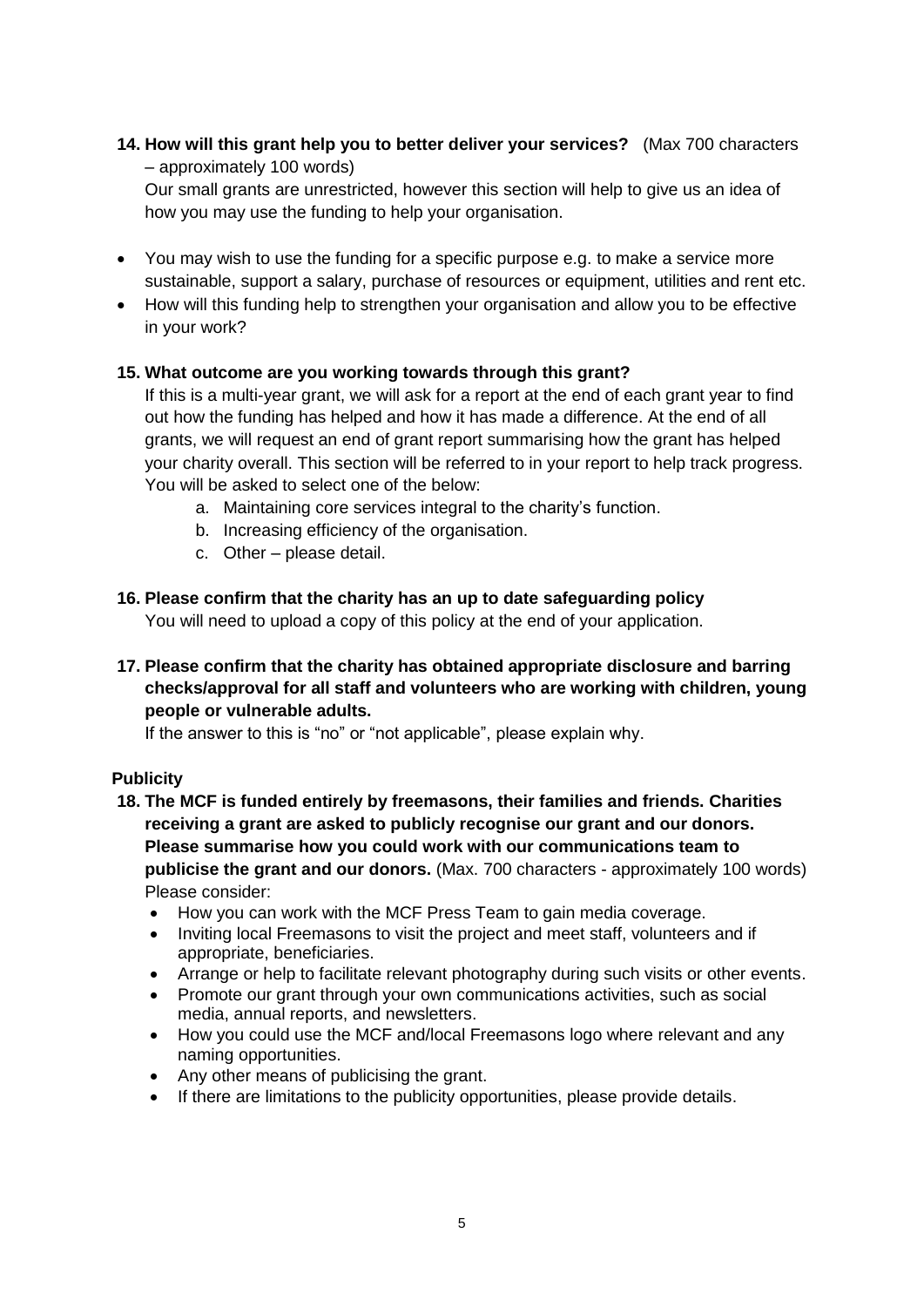**14. How will this grant help you to better deliver your services?** (Max 700 characters – approximately 100 words)

Our small grants are unrestricted, however this section will help to give us an idea of how you may use the funding to help your organisation.

- You may wish to use the funding for a specific purpose e.g. to make a service more sustainable, support a salary, purchase of resources or equipment, utilities and rent etc.
- How will this funding help to strengthen your organisation and allow you to be effective in your work?

**15. What outcome are you working towards through this grant?**

If this is a multi-year grant, we will ask for a report at the end of each grant year to find out how the funding has helped and how it has made a difference. At the end of all grants, we will request an end of grant report summarising how the grant has helped your charity overall. This section will be referred to in your report to help track progress. You will be asked to select one of the below:

a. Maintaining core services integral to the charity's function.
b. Increasing efficiency of the organisation.
c. Other – please detail.

**16. Please confirm that the charity has an up to date safeguarding policy**

You will need to upload a copy of this policy at the end of your application.

**17. Please confirm that the charity has obtained appropriate disclosure and barring checks/approval for all staff and volunteers who are working with children, young people or vulnerable adults.**

If the answer to this is "no" or "not applicable", please explain why.

**Publicity**

**18. The MCF is funded entirely by freemasons, their families and friends. Charities receiving a grant are asked to publicly recognise our grant and our donors. Please summarise how you could work with our communications team to publicise the grant and our donors.** (Max. 700 characters - approximately 100 words)

Please consider:

- How you can work with the MCF Press Team to gain media coverage.
- Inviting local Freemasons to visit the project and meet staff, volunteers and if appropriate, beneficiaries.
- Arrange or help to facilitate relevant photography during such visits or other events.
- Promote our grant through your own communications activities, such as social media, annual reports, and newsletters.
- How you could use the MCF and/local Freemasons logo where relevant and any naming opportunities.
- Any other means of publicising the grant.
- If there are limitations to the publicity opportunities, please provide details.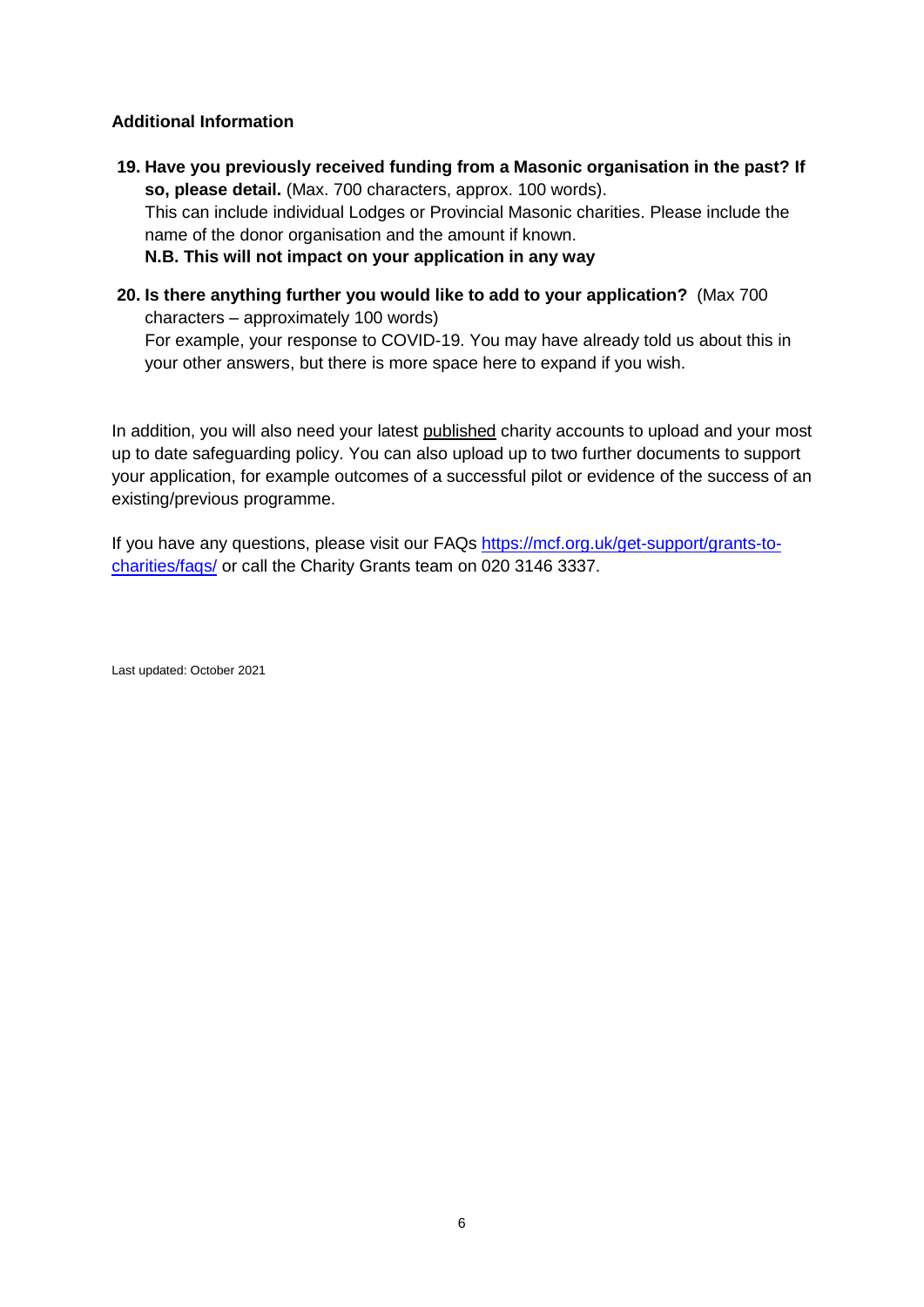**Additional Information**

19. **Have you previously received funding from a Masonic organisation in the past? If so, please detail.** (Max. 700 characters, approx. 100 words).
    This can include individual Lodges or Provincial Masonic charities. Please include the name of the donor organisation and the amount if known.
    **N.B. This will not impact on your application in any way**

20. **Is there anything further you would like to add to your application?** (Max 700 characters – approximately 100 words)
    For example, your response to COVID-19. You may have already told us about this in your other answers, but there is more space here to expand if you wish.

In addition, you will also need your latest published charity accounts to upload and your most up to date safeguarding policy. You can also upload up to two further documents to support your application, for example outcomes of a successful pilot or evidence of the success of an existing/previous programme.

If you have any questions, please visit our FAQs [https://mcf.org.uk/get-support/grants-to-charities/faqs/](https://mcf.org.uk/get-support/grants-to-charities/faqs/) or call the Charity Grants team on 020 3146 3337.

Last updated: October 2021